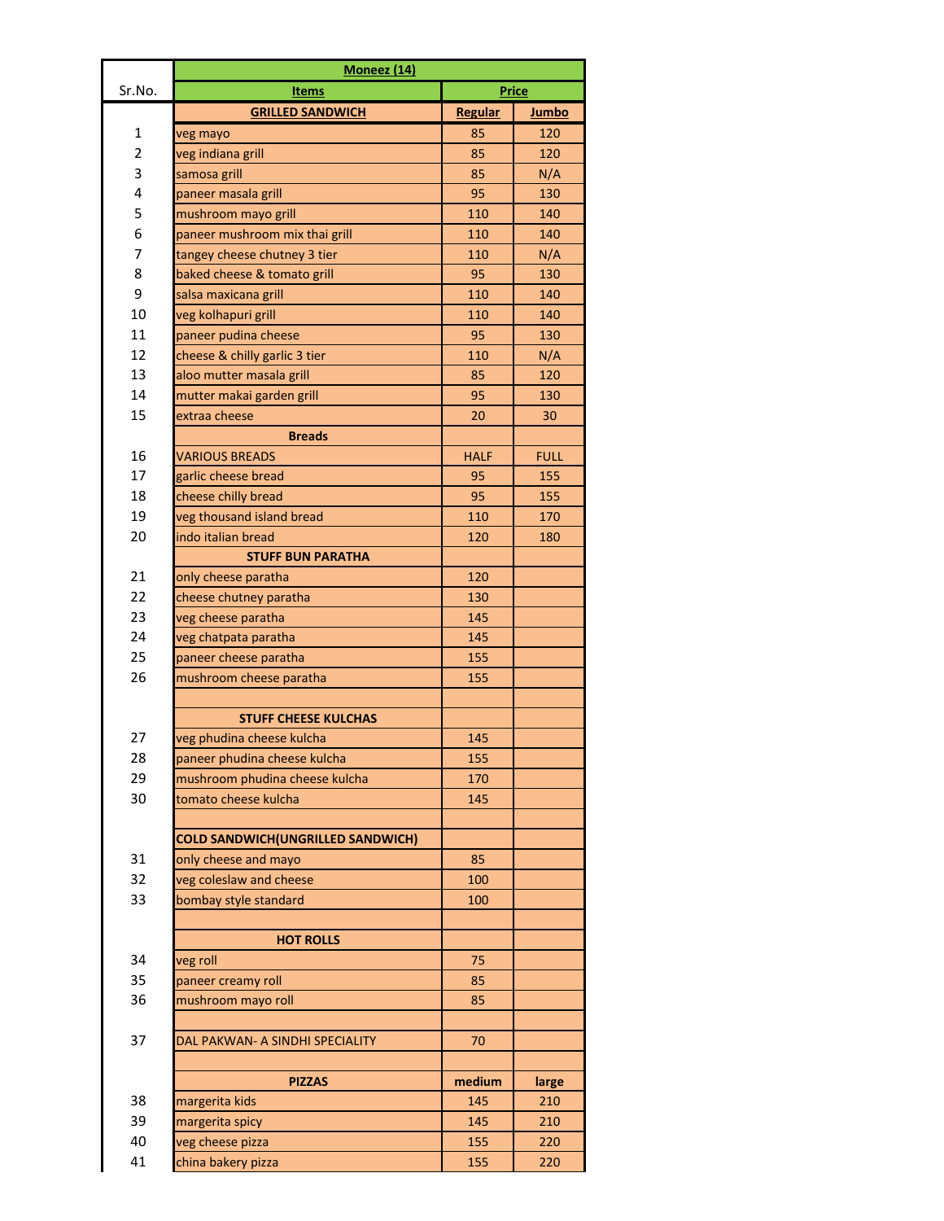| Sr.No. | Moneez (14) | | |
|---|---|---|---|
| | **Items** | **Price** | |
| | **GRILLED SANDWICH** | **Regular** | **Jumbo** |
| 1 | veg mayo | 85 | 120 |
| 2 | veg indiana grill | 85 | 120 |
| 3 | samosa grill | 85 | N/A |
| 4 | paneer masala grill | 95 | 130 |
| 5 | mushroom mayo grill | 110 | 140 |
| 6 | paneer mushroom mix thai grill | 110 | 140 |
| 7 | tangey cheese chutney 3 tier | 110 | N/A |
| 8 | baked cheese & tomato grill | 95 | 130 |
| 9 | salsa maxicana grill | 110 | 140 |
| 10 | veg kolhapuri grill | 110 | 140 |
| 11 | paneer pudina cheese | 95 | 130 |
| 12 | cheese & chilly garlic 3 tier | 110 | N/A |
| 13 | aloo mutter masala grill | 85 | 120 |
| 14 | mutter makai garden grill | 95 | 130 |
| 15 | extraa cheese | 20 | 30 |
| | **Breads** | | |
| 16 | VARIOUS BREADS | HALF | FULL |
| 17 | garlic cheese bread | 95 | 155 |
| 18 | cheese chilly bread | 95 | 155 |
| 19 | veg thousand island bread | 110 | 170 |
| 20 | indo italian bread | 120 | 180 |
| | **STUFF BUN PARATHA** | | |
| 21 | only cheese paratha | 120 | |
| 22 | cheese chutney paratha | 130 | |
| 23 | veg cheese paratha | 145 | |
| 24 | veg chatpata paratha | 145 | |
| 25 | paneer cheese paratha | 155 | |
| 26 | mushroom cheese paratha | 155 | |
| | | | |
| | **STUFF CHEESE KULCHAS** | | |
| 27 | veg phudina cheese kulcha | 145 | |
| 28 | paneer phudina cheese kulcha | 155 | |
| 29 | mushroom phudina cheese kulcha | 170 | |
| 30 | tomato cheese kulcha | 145 | |
| | | | |
| | **COLD SANDWICH(UNGRILLED SANDWICH)** | | |
| 31 | only cheese and mayo | 85 | |
| 32 | veg coleslaw and cheese | 100 | |
| 33 | bombay style standard | 100 | |
| | | | |
| | **HOT ROLLS** | | |
| 34 | veg roll | 75 | |
| 35 | paneer creamy roll | 85 | |
| 36 | mushroom mayo roll | 85 | |
| | | | |
| 37 | DAL PAKWAN- A SINDHI SPECIALITY | 70 | |
| | | | |
| | **PIZZAS** | **medium** | **large** |
| 38 | margerita kids | 145 | 210 |
| 39 | margerita spicy | 145 | 210 |
| 40 | veg cheese pizza | 155 | 220 |
| 41 | china bakery pizza | 155 | 220 |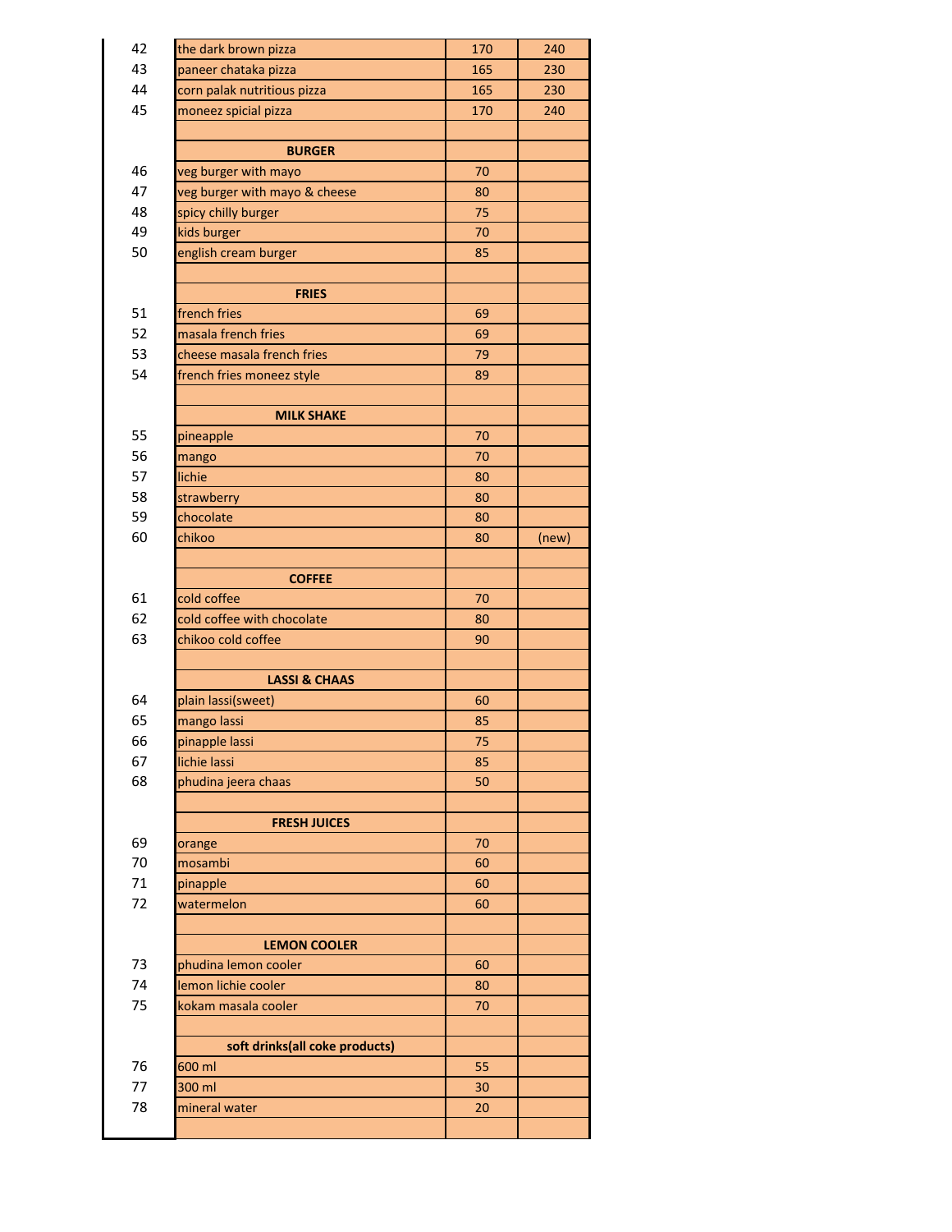| | | | |
|---|---|---|---|
| 42 | the dark brown pizza | 170 | 240 |
| 43 | paneer chataka pizza | 165 | 230 |
| 44 | corn palak nutritious pizza | 165 | 230 |
| 45 | moneez spicial pizza | 170 | 240 |
| | | | |
| | **BURGER** | | |
| 46 | veg burger with mayo | 70 | |
| 47 | veg burger with mayo & cheese | 80 | |
| 48 | spicy chilly burger | 75 | |
| 49 | kids burger | 70 | |
| 50 | english cream burger | 85 | |
| | | | |
| | **FRIES** | | |
| 51 | french fries | 69 | |
| 52 | masala french fries | 69 | |
| 53 | cheese masala french fries | 79 | |
| 54 | french fries moneez style | 89 | |
| | | | |
| | **MILK SHAKE** | | |
| 55 | pineapple | 70 | |
| 56 | mango | 70 | |
| 57 | lichie | 80 | |
| 58 | strawberry | 80 | |
| 59 | chocolate | 80 | |
| 60 | chikoo | 80 | (new) |
| | | | |
| | **COFFEE** | | |
| 61 | cold coffee | 70 | |
| 62 | cold coffee with chocolate | 80 | |
| 63 | chikoo cold coffee | 90 | |
| | | | |
| | **LASSI & CHAAS** | | |
| 64 | plain lassi(sweet) | 60 | |
| 65 | mango lassi | 85 | |
| 66 | pinapple lassi | 75 | |
| 67 | lichie lassi | 85 | |
| 68 | phudina jeera chaas | 50 | |
| | | | |
| | **FRESH JUICES** | | |
| 69 | orange | 70 | |
| 70 | mosambi | 60 | |
| 71 | pinapple | 60 | |
| 72 | watermelon | 60 | |
| | | | |
| | **LEMON COOLER** | | |
| 73 | phudina lemon cooler | 60 | |
| 74 | lemon lichie cooler | 80 | |
| 75 | kokam masala cooler | 70 | |
| | | | |
| | **soft drinks(all coke products)** | | |
| 76 | 600 ml | 55 | |
| 77 | 300 ml | 30 | |
| 78 | mineral water | 20 | |
| | | | |